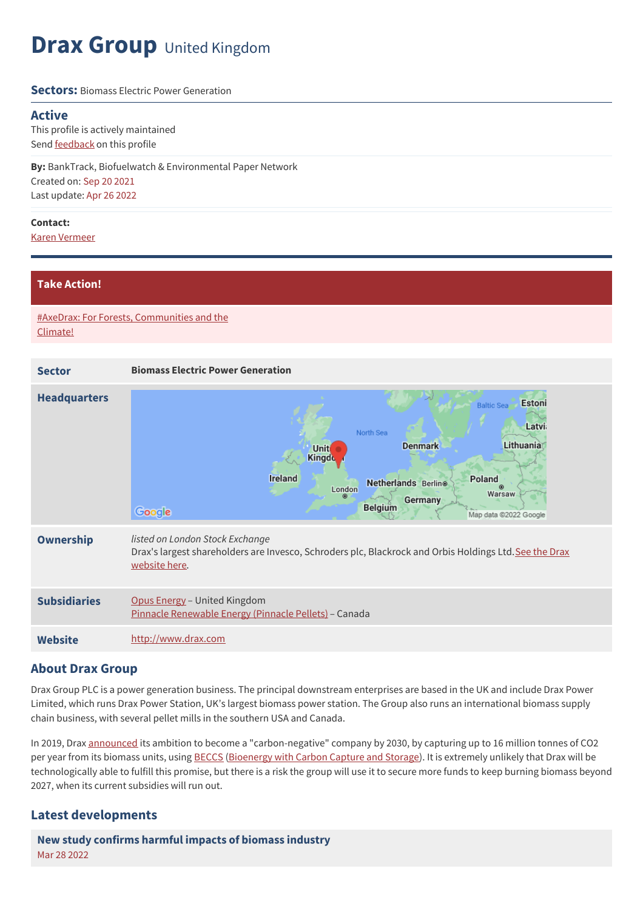# Drax Group United Kingdom

**Sectors:** Biomass Electric Power Generation

## Active

This profile is actively maintained

Send feedback on this profile

**By:** BankTrack, Biofuelwatch & Environmental Paper Network

Created on: Sep 20 2021

Last update: Apr 26 2022

**Contact:**

Karen Vermeer

**Take Action!**

#AxeDrax: For Forests, Communities and the Climate!

| | |
|---|---|
| **Sector** | **Biomass Electric Power Generation** |
| **Headquarters** | |
| **Ownership** | *listed on London Stock Exchange*<br>Drax's largest shareholders are Invesco, Schroders plc, Blackrock and Orbis Holdings Ltd. See the Drax website here. |
| **Subsidiaries** | Opus Energy – United Kingdom<br>Pinnacle Renewable Energy (Pinnacle Pellets) – Canada |
| **Website** | http://www.drax.com |

## About Drax Group

Drax Group PLC is a power generation business. The principal downstream enterprises are based in the UK and include Drax Power Limited, which runs Drax Power Station, UK's largest biomass power station. The Group also runs an international biomass supply chain business, with several pellet mills in the southern USA and Canada.

In 2019, Drax announced its ambition to become a "carbon-negative" company by 2030, by capturing up to 16 million tonnes of CO2 per year from its biomass units, using BECCS (Bioenergy with Carbon Capture and Storage). It is extremely unlikely that Drax will be technologically able to fulfill this promise, but there is a risk the group will use it to secure more funds to keep burning biomass beyond 2027, when its current subsidies will run out.

## Latest developments

### New study confirms harmful impacts of biomass industry

Mar 28 2022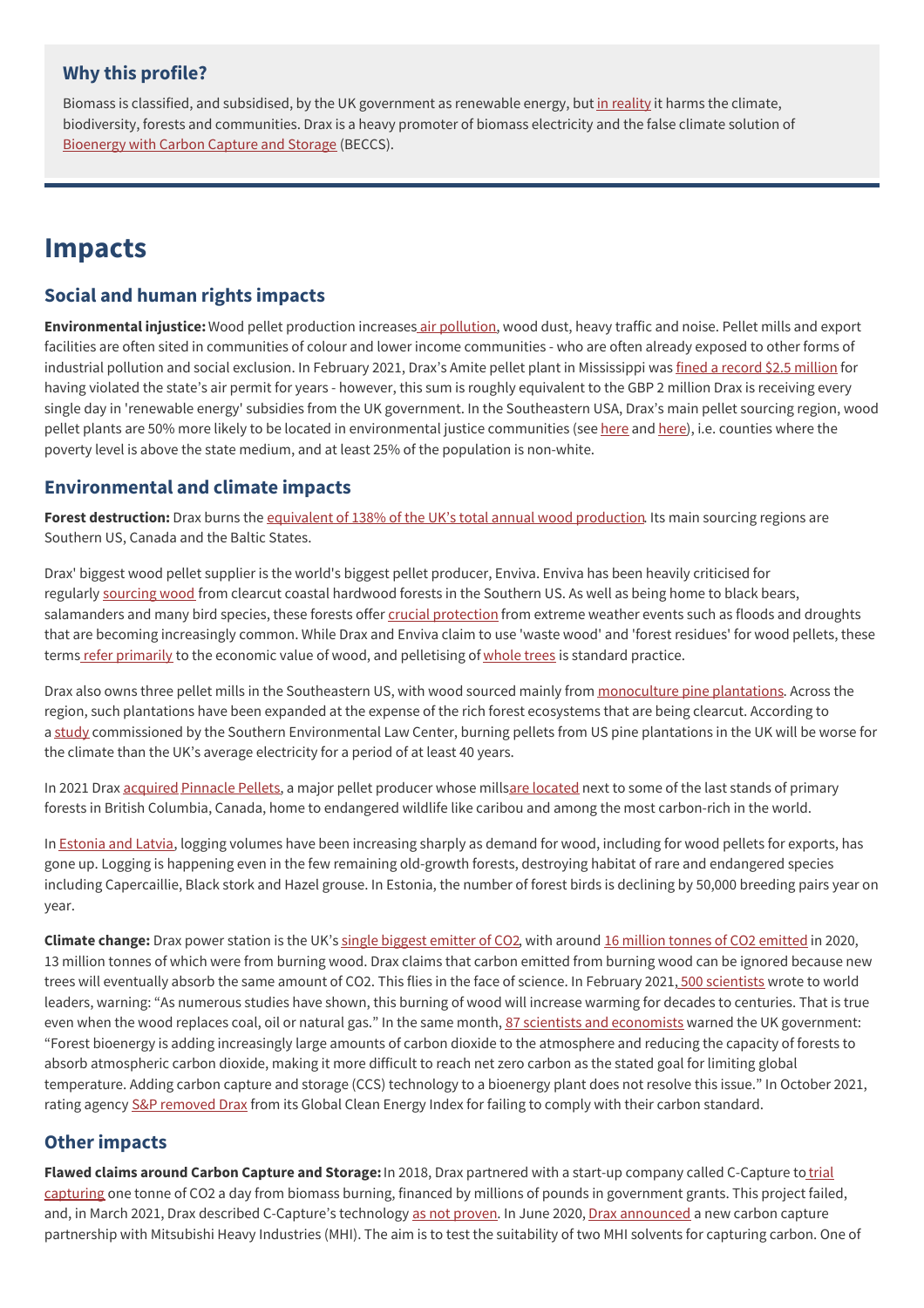### Why this profile?

Biomass is classified, and subsidised, by the UK government as renewable energy, but in reality it harms the climate, biodiversity, forests and communities. Drax is a heavy promoter of biomass electricity and the false climate solution of Bioenergy with Carbon Capture and Storage (BECCS).

# Impacts

## Social and human rights impacts

**Environmental injustice:** Wood pellet production increases air pollution, wood dust, heavy traffic and noise. Pellet mills and export facilities are often sited in communities of colour and lower income communities - who are often already exposed to other forms of industrial pollution and social exclusion. In February 2021, Drax's Amite pellet plant in Mississippi was fined a record $2.5 million for having violated the state's air permit for years - however, this sum is roughly equivalent to the GBP 2 million Drax is receiving every single day in 'renewable energy' subsidies from the UK government. In the Southeastern USA, Drax's main pellet sourcing region, wood pellet plants are 50% more likely to be located in environmental justice communities (see here and here), i.e. counties where the poverty level is above the state medium, and at least 25% of the population is non-white.

## Environmental and climate impacts

**Forest destruction:** Drax burns the equivalent of 138% of the UK's total annual wood production. Its main sourcing regions are Southern US, Canada and the Baltic States.

Drax' biggest wood pellet supplier is the world's biggest pellet producer, Enviva. Enviva has been heavily criticised for regularly sourcing wood from clearcut coastal hardwood forests in the Southern US. As well as being home to black bears, salamanders and many bird species, these forests offer crucial protection from extreme weather events such as floods and droughts that are becoming increasingly common. While Drax and Enviva claim to use 'waste wood' and 'forest residues' for wood pellets, these terms refer primarily to the economic value of wood, and pelletising of whole trees is standard practice.

Drax also owns three pellet mills in the Southeastern US, with wood sourced mainly from monoculture pine plantations. Across the region, such plantations have been expanded at the expense of the rich forest ecosystems that are being clearcut. According to a study commissioned by the Southern Environmental Law Center, burning pellets from US pine plantations in the UK will be worse for the climate than the UK's average electricity for a period of at least 40 years.

In 2021 Drax acquired Pinnacle Pellets, a major pellet producer whose mills are located next to some of the last stands of primary forests in British Columbia, Canada, home to endangered wildlife like caribou and among the most carbon-rich in the world.

In Estonia and Latvia, logging volumes have been increasing sharply as demand for wood, including for wood pellets for exports, has gone up. Logging is happening even in the few remaining old-growth forests, destroying habitat of rare and endangered species including Capercaillie, Black stork and Hazel grouse. In Estonia, the number of forest birds is declining by 50,000 breeding pairs year on year.

**Climate change:** Drax power station is the UK's single biggest emitter of $CO_2$, with around 16 million tonnes of $CO_2$ emitted in 2020, 13 million tonnes of which were from burning wood. Drax claims that carbon emitted from burning wood can be ignored because new trees will eventually absorb the same amount of $CO_2$. This flies in the face of science. In February 2021, 500 scientists wrote to world leaders, warning: "As numerous studies have shown, this burning of wood will increase warming for decades to centuries. That is true even when the wood replaces coal, oil or natural gas." In the same month, 87 scientists and economists warned the UK government: "Forest bioenergy is adding increasingly large amounts of carbon dioxide to the atmosphere and reducing the capacity of forests to absorb atmospheric carbon dioxide, making it more difficult to reach net zero carbon as the stated goal for limiting global temperature. Adding carbon capture and storage (CCS) technology to a bioenergy plant does not resolve this issue." In October 2021, rating agency S&P removed Drax from its Global Clean Energy Index for failing to comply with their carbon standard.

## Other impacts

**Flawed claims around Carbon Capture and Storage:** In 2018, Drax partnered with a start-up company called C-Capture to trial capturing one tonne of $CO_2$ a day from biomass burning, financed by millions of pounds in government grants. This project failed, and, in March 2021, Drax described C-Capture's technology as not proven. In June 2020, Drax announced a new carbon capture partnership with Mitsubishi Heavy Industries (MHI). The aim is to test the suitability of two MHI solvents for capturing carbon. One of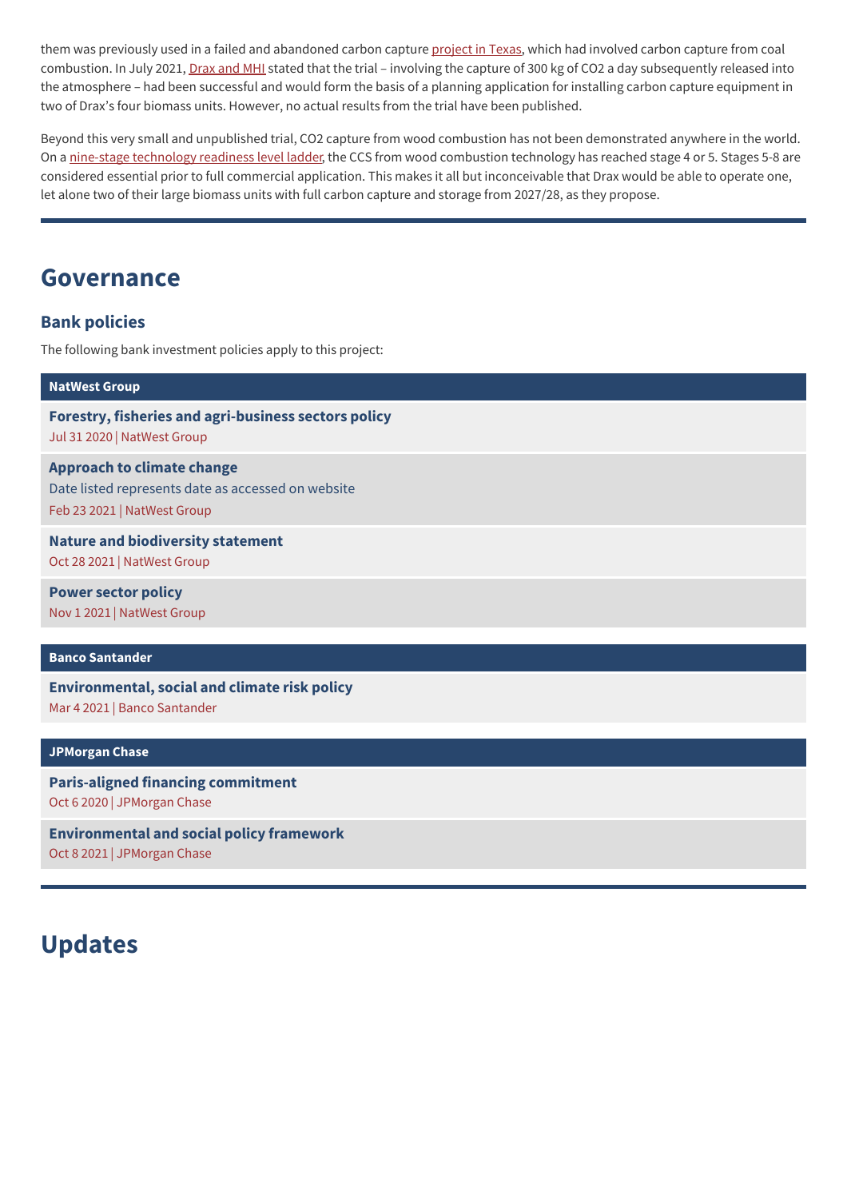them was previously used in a failed and abandoned carbon capture project in Texas, which had involved carbon capture from coal combustion. In July 2021, Drax and MHI stated that the trial – involving the capture of 300 kg of $CO_2$ a day subsequently released into the atmosphere – had been successful and would form the basis of a planning application for installing carbon capture equipment in two of Drax's four biomass units. However, no actual results from the trial have been published.

Beyond this very small and unpublished trial, $CO_2$ capture from wood combustion has not been demonstrated anywhere in the world. On a nine-stage technology readiness level ladder, the CCS from wood combustion technology has reached stage 4 or 5. Stages 5-8 are considered essential prior to full commercial application. This makes it all but inconceivable that Drax would be able to operate one, let alone two of their large biomass units with full carbon capture and storage from 2027/28, as they propose.

## Governance

### Bank policies

The following bank investment policies apply to this project:

**NatWest Group**

**Forestry, fisheries and agri-business sectors policy**
Jul 31 2020 | NatWest Group

**Approach to climate change**
Date listed represents date as accessed on website
Feb 23 2021 | NatWest Group

**Nature and biodiversity statement**
Oct 28 2021 | NatWest Group

**Power sector policy**
Nov 1 2021 | NatWest Group

**Banco Santander**

**Environmental, social and climate risk policy**
Mar 4 2021 | Banco Santander

**JPMorgan Chase**

**Paris-aligned financing commitment**
Oct 6 2020 | JPMorgan Chase

**Environmental and social policy framework**
Oct 8 2021 | JPMorgan Chase

## Updates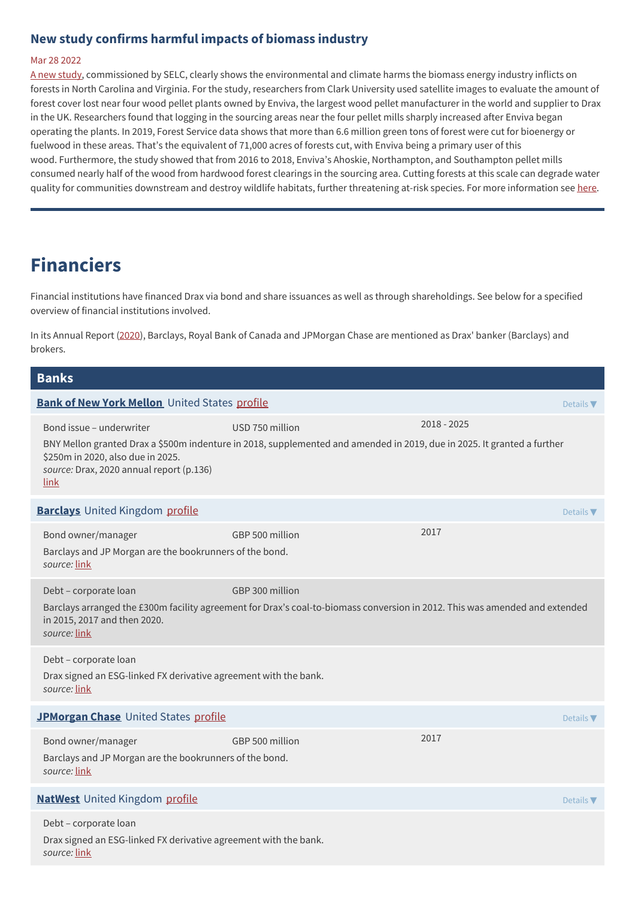### New study confirms harmful impacts of biomass industry

Mar 28 2022

A new study, commissioned by SELC, clearly shows the environmental and climate harms the biomass energy industry inflicts on forests in North Carolina and Virginia. For the study, researchers from Clark University used satellite images to evaluate the amount of forest cover lost near four wood pellet plants owned by Enviva, the largest wood pellet manufacturer in the world and supplier to Drax in the UK. Researchers found that logging in the sourcing areas near the four pellet mills sharply increased after Enviva began operating the plants. In 2019, Forest Service data shows that more than 6.6 million green tons of forest were cut for bioenergy or fuelwood in these areas. That's the equivalent of 71,000 acres of forests cut, with Enviva being a primary user of this wood. Furthermore, the study showed that from 2016 to 2018, Enviva's Ahoskie, Northampton, and Southampton pellet mills consumed nearly half of the wood from hardwood forest clearings in the sourcing area. Cutting forests at this scale can degrade water quality for communities downstream and destroy wildlife habitats, further threatening at-risk species. For more information see here.

# Financiers

Financial institutions have financed Drax via bond and share issuances as well as through shareholdings. See below for a specified overview of financial institutions involved.

In its Annual Report (2020), Barclays, Royal Bank of Canada and JPMorgan Chase are mentioned as Drax' banker (Barclays) and brokers.

## Banks

### Bank of New York Mellon United States profile

Bond issue – underwriter | USD 750 million | 2018 - 2025

BNY Mellon granted Drax a $500m indenture in 2018, supplemented and amended in 2019, due in 2025. It granted a further $250m in 2020, also due in 2025.
*source:* Drax, 2020 annual report (p.136)
link

### Barclays United Kingdom profile

Bond owner/manager | GBP 500 million | 2017

Barclays and JP Morgan are the bookrunners of the bond.
*source:* link

Debt – corporate loan | GBP 300 million

Barclays arranged the £300m facility agreement for Drax's coal-to-biomass conversion in 2012. This was amended and extended in 2015, 2017 and then 2020.
*source:* link

Debt – corporate loan

Drax signed an ESG-linked FX derivative agreement with the bank.
*source:* link

### JPMorgan Chase United States profile

Bond owner/manager | GBP 500 million | 2017

Barclays and JP Morgan are the bookrunners of the bond.
*source:* link

### NatWest United Kingdom profile

Debt – corporate loan

Drax signed an ESG-linked FX derivative agreement with the bank.
*source:* link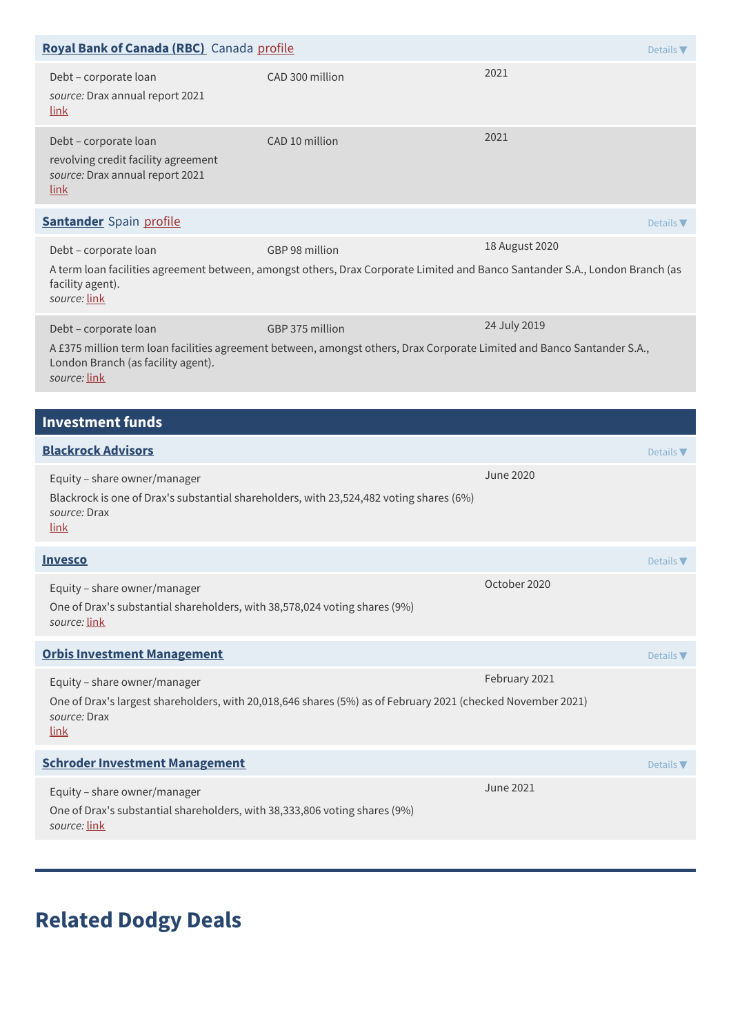**Royal Bank of Canada (RBC)** Canada profile

Details ▼

| | | |
|---|---|---|
| Debt – corporate loan<br>*source:* Drax annual report 2021<br>link | CAD 300 million | 2021 |
| Debt – corporate loan<br>revolving credit facility agreement<br>*source:* Drax annual report 2021<br>link | CAD 10 million | 2021 |

**Santander** Spain profile

Details ▼

Debt – corporate loan — GBP 98 million — 18 August 2020

A term loan facilities agreement between, amongst others, Drax Corporate Limited and Banco Santander S.A., London Branch (as facility agent).
*source:* link

Debt – corporate loan — GBP 375 million — 24 July 2019

A £375 million term loan facilities agreement between, amongst others, Drax Corporate Limited and Banco Santander S.A., London Branch (as facility agent).
*source:* link

## Investment funds

**Blackrock Advisors**

Details ▼

Equity – share owner/manager — June 2020

Blackrock is one of Drax's substantial shareholders, with 23,524,482 voting shares (6%)
*source:* Drax
link

**Invesco**

Details ▼

Equity – share owner/manager — October 2020

One of Drax's substantial shareholders, with 38,578,024 voting shares (9%)
*source:* link

**Orbis Investment Management**

Details ▼

Equity – share owner/manager — February 2021

One of Drax's largest shareholders, with 20,018,646 shares (5%) as of February 2021 (checked November 2021)
*source:* Drax
link

**Schroder Investment Management**

Details ▼

Equity – share owner/manager — June 2021

One of Drax's substantial shareholders, with 38,333,806 voting shares (9%)
*source:* link

# Related Dodgy Deals